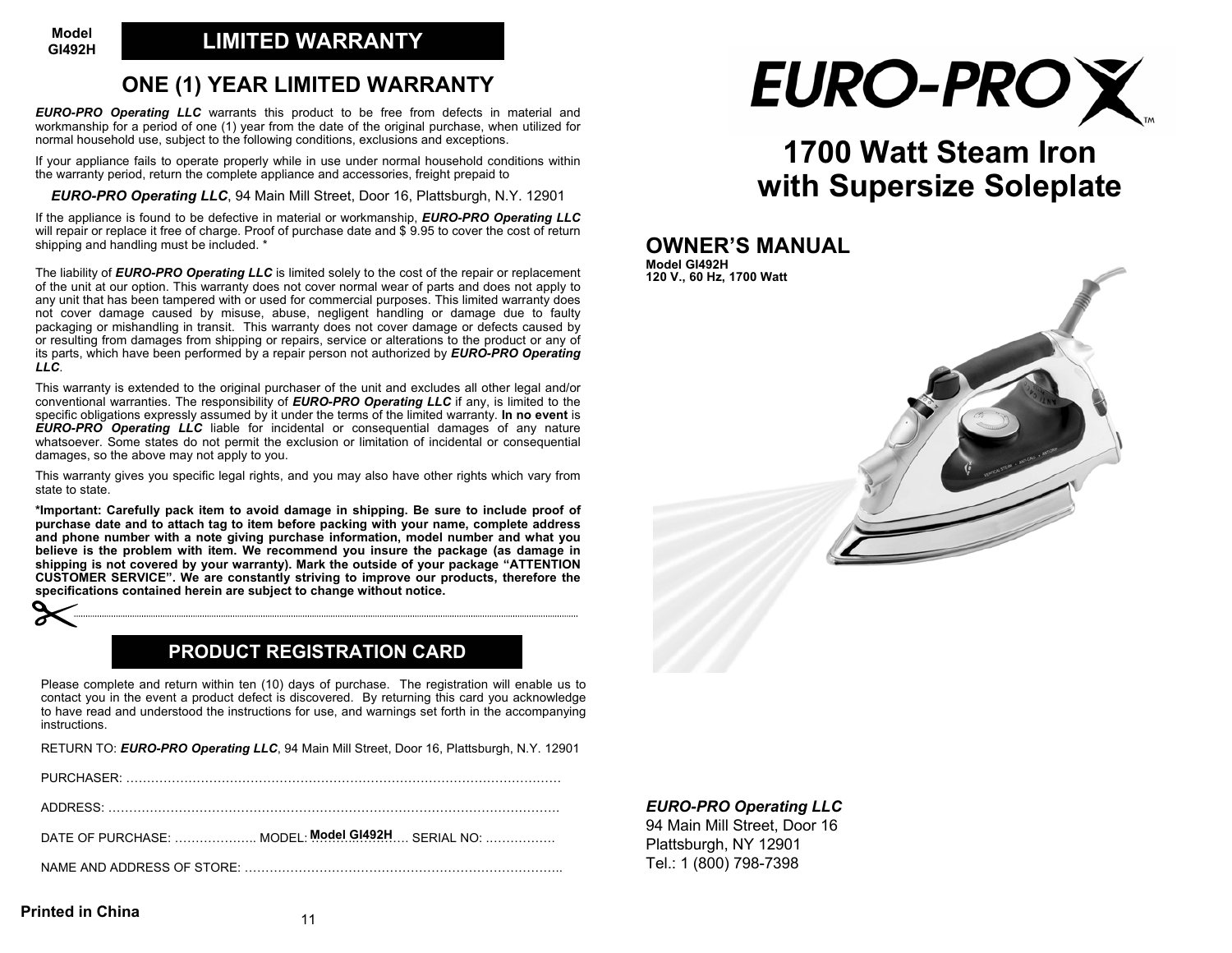Model
GI492H

## LIMITED WARRANTY

# ONE (1) YEAR LIMITED WARRANTY

***EURO-PRO Operating LLC*** warrants this product to be free from defects in material and workmanship for a period of one (1) year from the date of the original purchase, when utilized for normal household use, subject to the following conditions, exclusions and exceptions.

If your appliance fails to operate properly while in use under normal household conditions within the warranty period, return the complete appliance and accessories, freight prepaid to

***EURO-PRO Operating LLC***, 94 Main Mill Street, Door 16, Plattsburgh, N.Y. 12901

If the appliance is found to be defective in material or workmanship, ***EURO-PRO Operating LLC*** will repair or replace it free of charge. Proof of purchase date and $ 9.95 to cover the cost of return shipping and handling must be included. *

The liability of ***EURO-PRO Operating LLC*** is limited solely to the cost of the repair or replacement of the unit at our option. This warranty does not cover normal wear of parts and does not apply to any unit that has been tampered with or used for commercial purposes. This limited warranty does not cover damage caused by misuse, abuse, negligent handling or damage due to faulty packaging or mishandling in transit. This warranty does not cover damage or defects caused by or resulting from damages from shipping or repairs, service or alterations to the product or any of its parts, which have been performed by a repair person not authorized by ***EURO-PRO Operating LLC***.

This warranty is extended to the original purchaser of the unit and excludes all other legal and/or conventional warranties. The responsibility of ***EURO-PRO Operating LLC*** if any, is limited to the specific obligations expressly assumed by it under the terms of the limited warranty. **In no event** is ***EURO-PRO Operating LLC*** liable for incidental or consequential damages of any nature whatsoever. Some states do not permit the exclusion or limitation of incidental or consequential damages, so the above may not apply to you.

This warranty gives you specific legal rights, and you may also have other rights which vary from state to state.

**\*Important: Carefully pack item to avoid damage in shipping. Be sure to include proof of purchase date and to attach tag to item before packing with your name, complete address and phone number with a note giving purchase information, model number and what you believe is the problem with item. We recommend you insure the package (as damage in shipping is not covered by your warranty). Mark the outside of your package "ATTENTION CUSTOMER SERVICE". We are constantly striving to improve our products, therefore the specifications contained herein are subject to change without notice.**

## PRODUCT REGISTRATION CARD

Please complete and return within ten (10) days of purchase. The registration will enable us to contact you in the event a product defect is discovered. By returning this card you acknowledge to have read and understood the instructions for use, and warnings set forth in the accompanying instructions.

RETURN TO: ***EURO-PRO Operating LLC***, 94 Main Mill Street, Door 16, Plattsburgh, N.Y. 12901

PURCHASER: ………………………………………………………………………………………………

ADDRESS: …………………………………………………………………………………………………

DATE OF PURCHASE: ……………….. MODEL: **Model GI492H** ………………. SERIAL NO: …………….

NAME AND ADDRESS OF STORE: ………………………………………………………………………

**Printed in China**

EURO-PRO

# 1700 Watt Steam Iron with Supersize Soleplate

## OWNER'S MANUAL

**Model GI492H**
**120 V., 60 Hz, 1700 Watt**

***EURO-PRO Operating LLC***
94 Main Mill Street, Door 16
Plattsburgh, NY 12901
Tel.: 1 (800) 798-7398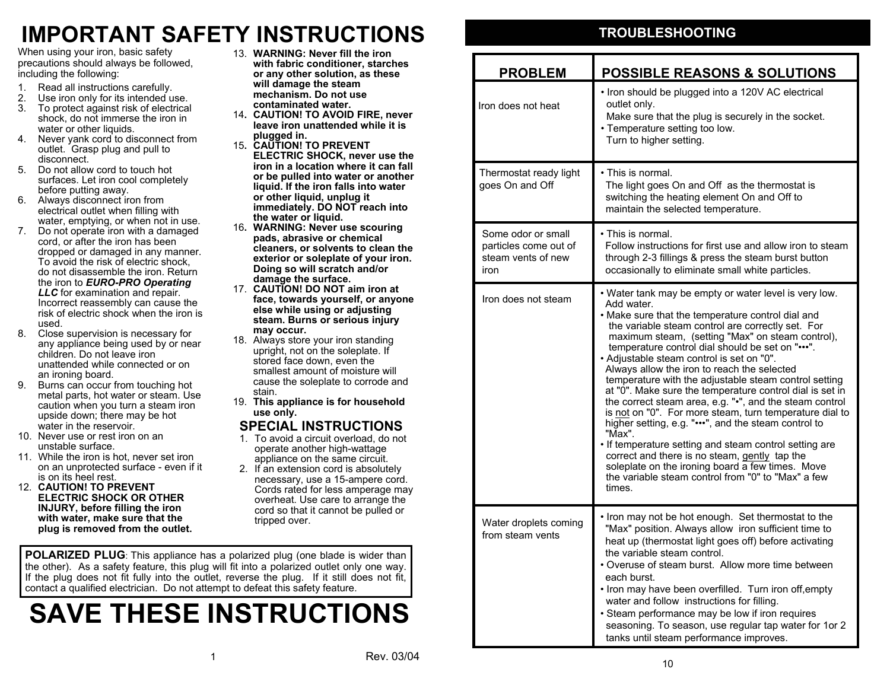# IMPORTANT SAFETY INSTRUCTIONS

When using your iron, basic safety precautions should always be followed, including the following:

1. Read all instructions carefully.
2. Use iron only for its intended use.
3. To protect against risk of electrical shock, do not immerse the iron in water or other liquids.
4. Never yank cord to disconnect from outlet. Grasp plug and pull to disconnect.
5. Do not allow cord to touch hot surfaces. Let iron cool completely before putting away.
6. Always disconnect iron from electrical outlet when filling with water, emptying, or when not in use.
7. Do not operate iron with a damaged cord, or after the iron has been dropped or damaged in any manner. To avoid the risk of electric shock, do not disassemble the iron. Return the iron to ***EURO-PRO Operating LLC*** for examination and repair. Incorrect reassembly can cause the risk of electric shock when the iron is used.
8. Close supervision is necessary for any appliance being used by or near children. Do not leave iron unattended while connected or on an ironing board.
9. Burns can occur from touching hot metal parts, hot water or steam. Use caution when you turn a steam iron upside down; there may be hot water in the reservoir.
10. Never use or rest iron on an unstable surface.
11. While the iron is hot, never set iron on an unprotected surface - even if it is on its heel rest.
12. **CAUTION! TO PREVENT ELECTRIC SHOCK OR OTHER INJURY, before filling the iron with water, make sure that the plug is removed from the outlet.**
13. **WARNING: Never fill the iron with fabric conditioner, starches or any other solution, as these will damage the steam mechanism. Do not use contaminated water.**
14. **CAUTION! TO AVOID FIRE, never leave iron unattended while it is plugged in.**
15. **CAUTION! TO PREVENT ELECTRIC SHOCK, never use the iron in a location where it can fall or be pulled into water or another liquid. If the iron falls into water or other liquid, unplug it immediately. DO NOT reach into the water or liquid.**
16. **WARNING: Never use scouring pads, abrasive or chemical cleaners, or solvents to clean the exterior or soleplate of your iron. Doing so will scratch and/or damage the surface.**
17. **CAUTION! DO NOT aim iron at face, towards yourself, or anyone else while using or adjusting steam. Burns or serious injury may occur.**
18. Always store your iron standing upright, not on the soleplate. If stored face down, even the smallest amount of moisture will cause the soleplate to corrode and stain.
19. **This appliance is for household use only.**

## SPECIAL INSTRUCTIONS

1. To avoid a circuit overload, do not operate another high-wattage appliance on the same circuit.
2. If an extension cord is absolutely necessary, use a 15-ampere cord. Cords rated for less amperage may overheat. Use care to arrange the cord so that it cannot be pulled or tripped over.

**POLARIZED PLUG**: This appliance has a polarized plug (one blade is wider than the other). As a safety feature, this plug will fit into a polarized outlet only one way. If the plug does not fit fully into the outlet, reverse the plug. If it still does not fit, contact a qualified electrician. Do not attempt to defeat this safety feature.

# SAVE THESE INSTRUCTIONS

Rev. 03/04

## TROUBLESHOOTING

| PROBLEM | POSSIBLE REASONS & SOLUTIONS |
|---|---|
| Iron does not heat | • Iron should be plugged into a 120V AC electrical outlet only. Make sure that the plug is securely in the socket.<br>• Temperature setting too low. Turn to higher setting. |
| Thermostat ready light goes On and Off | • This is normal. The light goes On and Off as the thermostat is switching the heating element On and Off to maintain the selected temperature. |
| Some odor or small particles come out of steam vents of new iron | • This is normal. Follow instructions for first use and allow iron to steam through 2-3 fillings & press the steam burst button occasionally to eliminate small white particles. |
| Iron does not steam | • Water tank may be empty or water level is very low. Add water.<br>• Make sure that the temperature control dial and the variable steam control are correctly set. For maximum steam, (setting "Max" on steam control), temperature control dial should be set on "•••".<br>• Adjustable steam control is set on "0". Always allow the iron to reach the selected temperature with the adjustable steam control setting at "0". Make sure the temperature control dial is set in the correct steam area, e.g. "•", and the steam control is <u>not</u> on "0". For more steam, turn temperature dial to higher setting, e.g. "•••", and the steam control to "Max".<br>• If temperature setting and steam control setting are correct and there is no steam, <u>gently</u> tap the soleplate on the ironing board a few times. Move the variable steam control from "0" to "Max" a few times. |
| Water droplets coming from steam vents | • Iron may not be hot enough. Set thermostat to the "Max" position. Always allow iron sufficient time to heat up (thermostat light goes off) before activating the variable steam control.<br>• Overuse of steam burst. Allow more time between each burst.<br>• Iron may have been overfilled. Turn iron off,empty water and follow instructions for filling.<br>• Steam performance may be low if iron requires seasoning. To season, use regular tap water for 1or 2 tanks until steam performance improves. |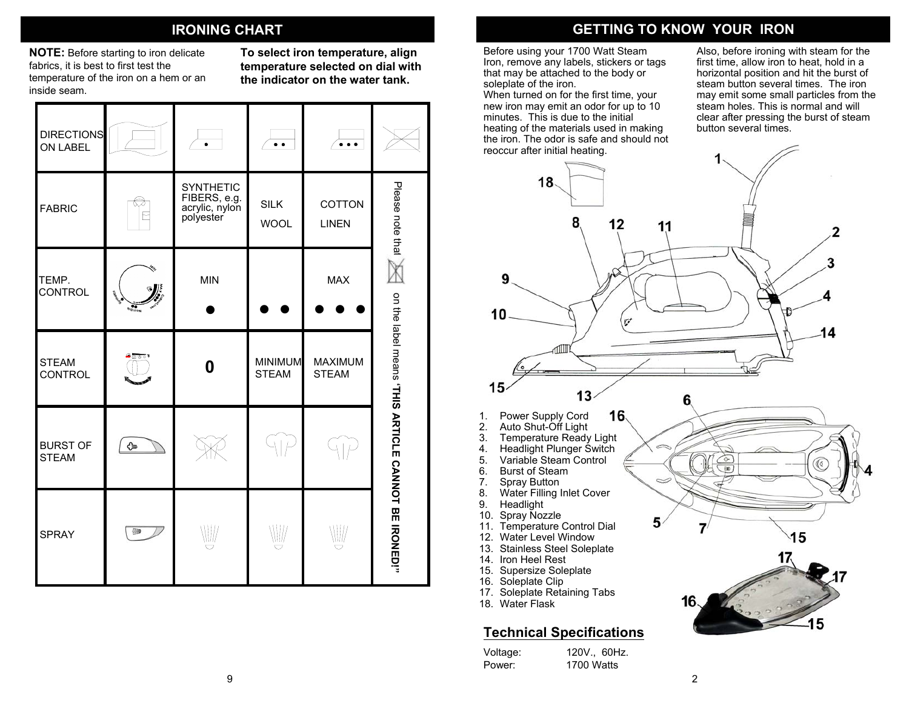## IRONING CHART

**NOTE:** Before starting to iron delicate fabrics, it is best to first test the temperature of the iron on a hem or an inside seam.

**To select iron temperature, align temperature selected on dial with the indicator on the water tank.**

| DIRECTIONS ON LABEL | | • | • • | • • • | |
|---|---|---|---|---|---|
| FABRIC | | SYNTHETIC FIBERS, e.g. acrylic, nylon polyester | SILK WOOL | COTTON LINEN | Please note that [symbol] on the label means **"THIS ARTICLE CANNOT BE IRONED!"** |
| TEMP. CONTROL | | MIN ● | ● ● | MAX ● ● ● | |
| STEAM CONTROL | | 0 | MINIMUM STEAM | MAXIMUM STEAM | |
| BURST OF STEAM | | | | | |
| SPRAY | | | | | |

## GETTING TO KNOW YOUR IRON

Before using your 1700 Watt Steam Iron, remove any labels, stickers or tags that may be attached to the body or soleplate of the iron.

When turned on for the first time, your new iron may emit an odor for up to 10 minutes. This is due to the initial heating of the materials used in making the iron. The odor is safe and should not reoccur after initial heating.

Also, before ironing with steam for the first time, allow iron to heat, hold in a horizontal position and hit the burst of steam button several times. The iron may emit some small particles from the steam holes. This is normal and will clear after pressing the burst of steam button several times.

1. Power Supply Cord
2. Auto Shut-Off Light
3. Temperature Ready Light
4. Headlight Plunger Switch
5. Variable Steam Control
6. Burst of Steam
7. Spray Button
8. Water Filling Inlet Cover
9. Headlight
10. Spray Nozzle
11. Temperature Control Dial
12. Water Level Window
13. Stainless Steel Soleplate
14. Iron Heel Rest
15. Supersize Soleplate
16. Soleplate Clip
17. Soleplate Retaining Tabs
18. Water Flask

### Technical Specifications

Voltage: 120V., 60Hz.
Power: 1700 Watts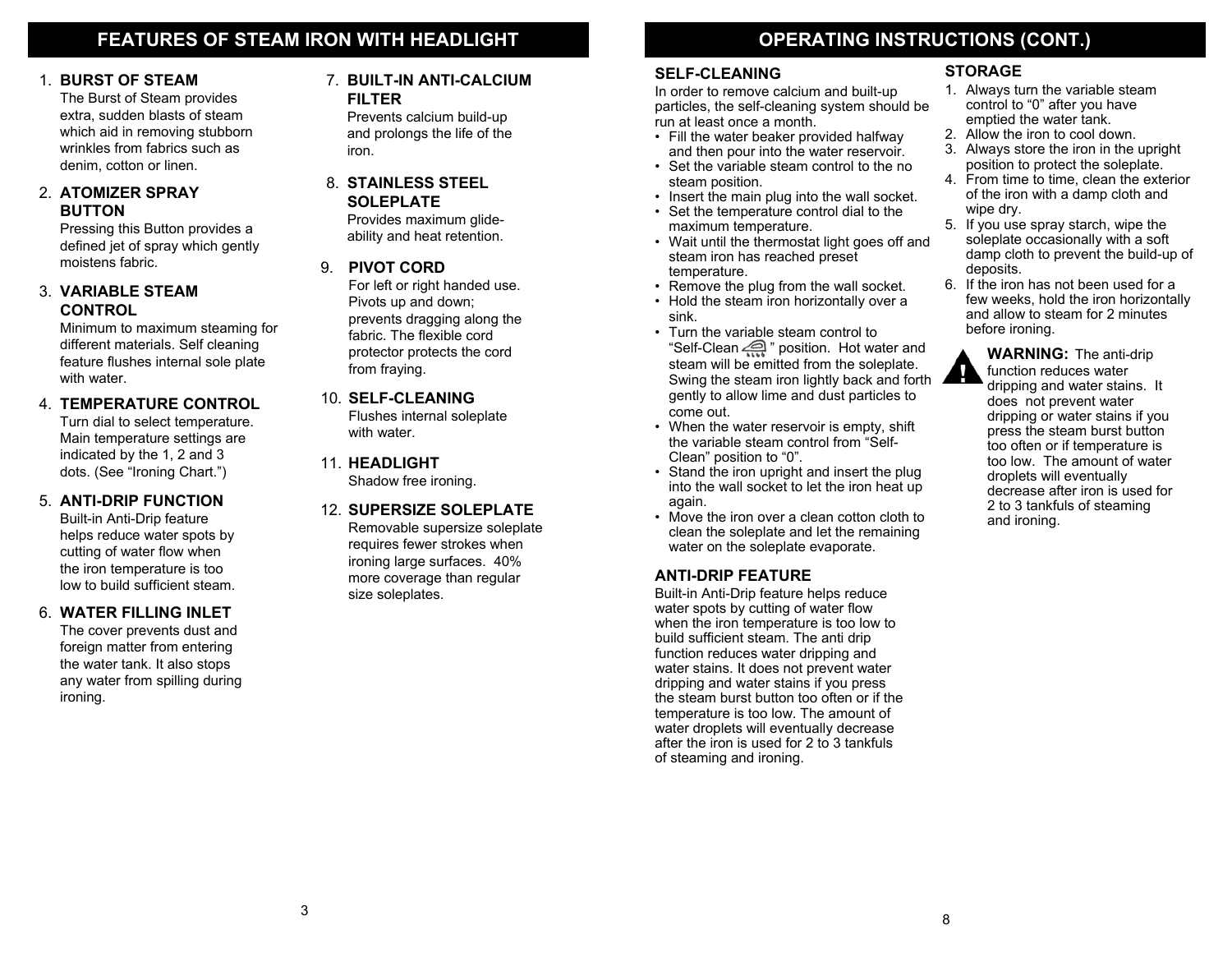## FEATURES OF STEAM IRON WITH HEADLIGHT

1. **BURST OF STEAM**
   The Burst of Steam provides extra, sudden blasts of steam which aid in removing stubborn wrinkles from fabrics such as denim, cotton or linen.

2. **ATOMIZER SPRAY BUTTON**
   Pressing this Button provides a defined jet of spray which gently moistens fabric.

3. **VARIABLE STEAM CONTROL**
   Minimum to maximum steaming for different materials. Self cleaning feature flushes internal sole plate with water.

4. **TEMPERATURE CONTROL**
   Turn dial to select temperature. Main temperature settings are indicated by the 1, 2 and 3 dots. (See "Ironing Chart.")

5. **ANTI-DRIP FUNCTION**
   Built-in Anti-Drip feature helps reduce water spots by cutting of water flow when the iron temperature is too low to build sufficient steam.

6. **WATER FILLING INLET**
   The cover prevents dust and foreign matter from entering the water tank. It also stops any water from spilling during ironing.

7. **BUILT-IN ANTI-CALCIUM FILTER**
   Prevents calcium build-up and prolongs the life of the iron.

8. **STAINLESS STEEL SOLEPLATE**
   Provides maximum glide-ability and heat retention.

9. **PIVOT CORD**
   For left or right handed use. Pivots up and down; prevents dragging along the fabric. The flexible cord protector protects the cord from fraying.

10. **SELF-CLEANING**
    Flushes internal soleplate with water.

11. **HEADLIGHT**
    Shadow free ironing.

12. **SUPERSIZE SOLEPLATE**
    Removable supersize soleplate requires fewer strokes when ironing large surfaces. 40% more coverage than regular size soleplates.

## OPERATING INSTRUCTIONS (CONT.)

### SELF-CLEANING

In order to remove calcium and built-up particles, the self-cleaning system should be run at least once a month.

- Fill the water beaker provided halfway and then pour into the water reservoir.
- Set the variable steam control to the no steam position.
- Insert the main plug into the wall socket.
- Set the temperature control dial to the maximum temperature.
- Wait until the thermostat light goes off and steam iron has reached preset temperature.
- Remove the plug from the wall socket.
- Hold the steam iron horizontally over a sink.
- Turn the variable steam control to "Self-Clean " position. Hot water and steam will be emitted from the soleplate. Swing the steam iron lightly back and forth gently to allow lime and dust particles to come out.
- When the water reservoir is empty, shift the variable steam control from "Self-Clean" position to "0".
- Stand the iron upright and insert the plug into the wall socket to let the iron heat up again.
- Move the iron over a clean cotton cloth to clean the soleplate and let the remaining water on the soleplate evaporate.

### ANTI-DRIP FEATURE

Built-in Anti-Drip feature helps reduce water spots by cutting of water flow when the iron temperature is too low to build sufficient steam. The anti drip function reduces water dripping and water stains. It does not prevent water dripping and water stains if you press the steam burst button too often or if the temperature is too low. The amount of water droplets will eventually decrease after the iron is used for 2 to 3 tankfuls of steaming and ironing.

### STORAGE

1. Always turn the variable steam control to "0" after you have emptied the water tank.
2. Allow the iron to cool down.
3. Always store the iron in the upright position to protect the soleplate.
4. From time to time, clean the exterior of the iron with a damp cloth and wipe dry.
5. If you use spray starch, wipe the soleplate occasionally with a soft damp cloth to prevent the build-up of deposits.
6. If the iron has not been used for a few weeks, hold the iron horizontally and allow to steam for 2 minutes before ironing.

**WARNING:** The anti-drip function reduces water dripping and water stains. It does not prevent water dripping or water stains if you press the steam burst button too often or if temperature is too low. The amount of water droplets will eventually decrease after iron is used for 2 to 3 tankfuls of steaming and ironing.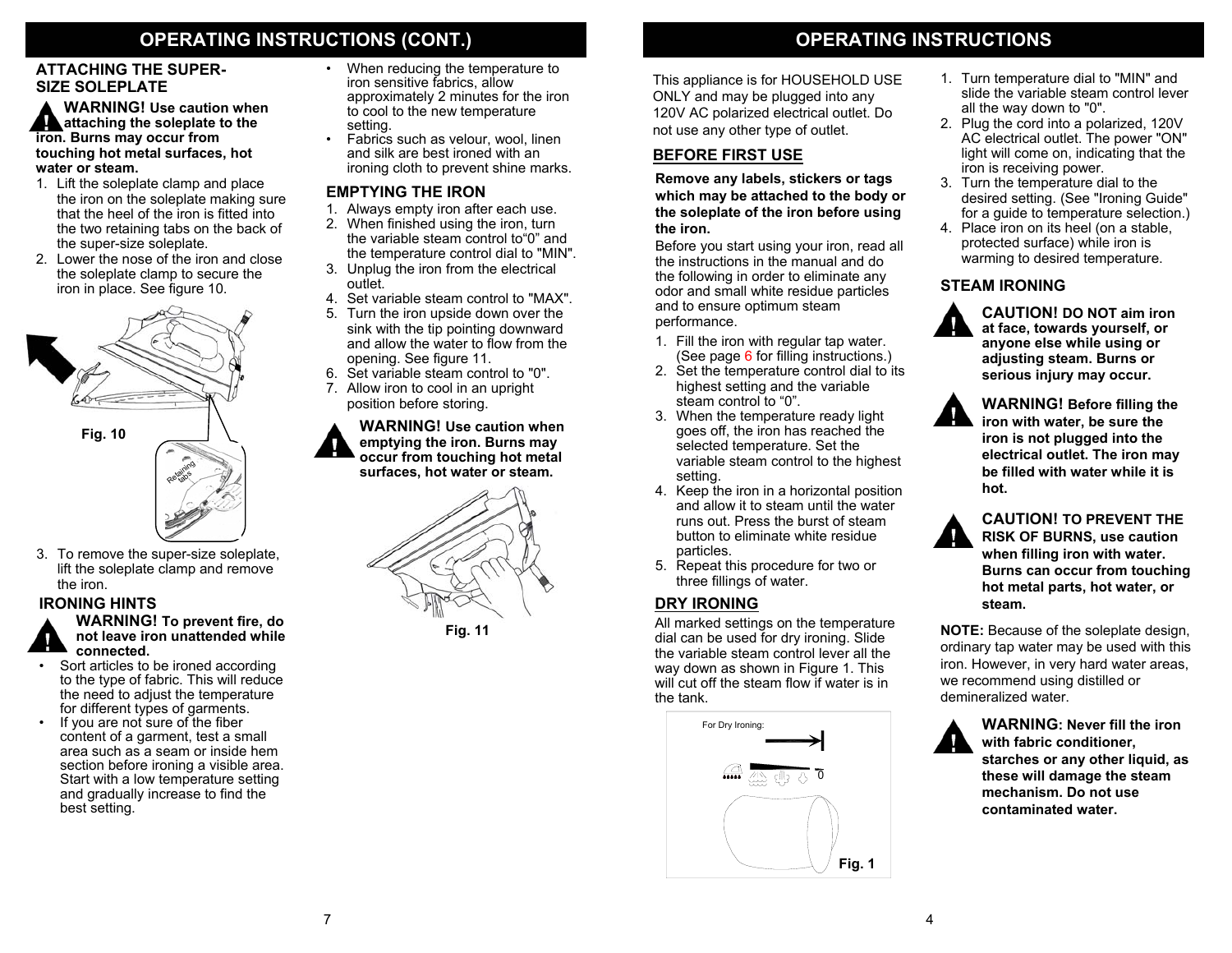## OPERATING INSTRUCTIONS (CONT.)

### ATTACHING THE SUPER-SIZE SOLEPLATE

**WARNING! Use caution when attaching the soleplate to the iron. Burns may occur from touching hot metal surfaces, hot water or steam.**

1. Lift the soleplate clamp and place the iron on the soleplate making sure that the heel of the iron is fitted into the two retaining tabs on the back of the super-size soleplate.
2. Lower the nose of the iron and close the soleplate clamp to secure the iron in place. See figure 10.

Fig. 10

3. To remove the super-size soleplate, lift the soleplate clamp and remove the iron.

### IRONING HINTS

**WARNING! To prevent fire, do not leave iron unattended while connected.**

- Sort articles to be ironed according to the type of fabric. This will reduce the need to adjust the temperature for different types of garments.
- If you are not sure of the fiber content of a garment, test a small area such as a seam or inside hem section before ironing a visible area. Start with a low temperature setting and gradually increase to find the best setting.
- When reducing the temperature to iron sensitive fabrics, allow approximately 2 minutes for the iron to cool to the new temperature setting.
- Fabrics such as velour, wool, linen and silk are best ironed with an ironing cloth to prevent shine marks.

### EMPTYING THE IRON

1. Always empty iron after each use.
2. When finished using the iron, turn the variable steam control to"0" and the temperature control dial to "MIN".
3. Unplug the iron from the electrical outlet.
4. Set variable steam control to "MAX".
5. Turn the iron upside down over the sink with the tip pointing downward and allow the water to flow from the opening. See figure 11.
6. Set variable steam control to "0".
7. Allow iron to cool in an upright position before storing.

**WARNING! Use caution when emptying the iron. Burns may occur from touching hot metal surfaces, hot water or steam.**

Fig. 11

## OPERATING INSTRUCTIONS

This appliance is for HOUSEHOLD USE ONLY and may be plugged into any 120V AC polarized electrical outlet. Do not use any other type of outlet.

### BEFORE FIRST USE

**Remove any labels, stickers or tags which may be attached to the body or the soleplate of the iron before using the iron.**

Before you start using your iron, read all the instructions in the manual and do the following in order to eliminate any odor and small white residue particles and to ensure optimum steam performance.

1. Fill the iron with regular tap water. (See page 6 for filling instructions.)
2. Set the temperature control dial to its highest setting and the variable steam control to "0".
3. When the temperature ready light goes off, the iron has reached the selected temperature. Set the variable steam control to the highest setting.
4. Keep the iron in a horizontal position and allow it to steam until the water runs out. Press the burst of steam button to eliminate white residue particles.
5. Repeat this procedure for two or three fillings of water.

### DRY IRONING

All marked settings on the temperature dial can be used for dry ironing. Slide the variable steam control lever all the way down as shown in Figure 1. This will cut off the steam flow if water is in the tank.

For Dry Ironing:

Fig. 1

1. Turn temperature dial to "MIN" and slide the variable steam control lever all the way down to "0".
2. Plug the cord into a polarized, 120V AC electrical outlet. The power "ON" light will come on, indicating that the iron is receiving power.
3. Turn the temperature dial to the desired setting. (See "Ironing Guide" for a guide to temperature selection.)
4. Place iron on its heel (on a stable, protected surface) while iron is warming to desired temperature.

### STEAM IRONING

**CAUTION! DO NOT aim iron at face, towards yourself, or anyone else while using or adjusting steam. Burns or serious injury may occur.**

**WARNING! Before filling the iron with water, be sure the iron is not plugged into the electrical outlet. The iron may be filled with water while it is hot.**

**CAUTION! TO PREVENT THE RISK OF BURNS, use caution when filling iron with water. Burns can occur from touching hot metal parts, hot water, or steam.**

**NOTE:** Because of the soleplate design, ordinary tap water may be used with this iron. However, in very hard water areas, we recommend using distilled or demineralized water.

**WARNING: Never fill the iron with fabric conditioner, starches or any other liquid, as these will damage the steam mechanism. Do not use contaminated water.**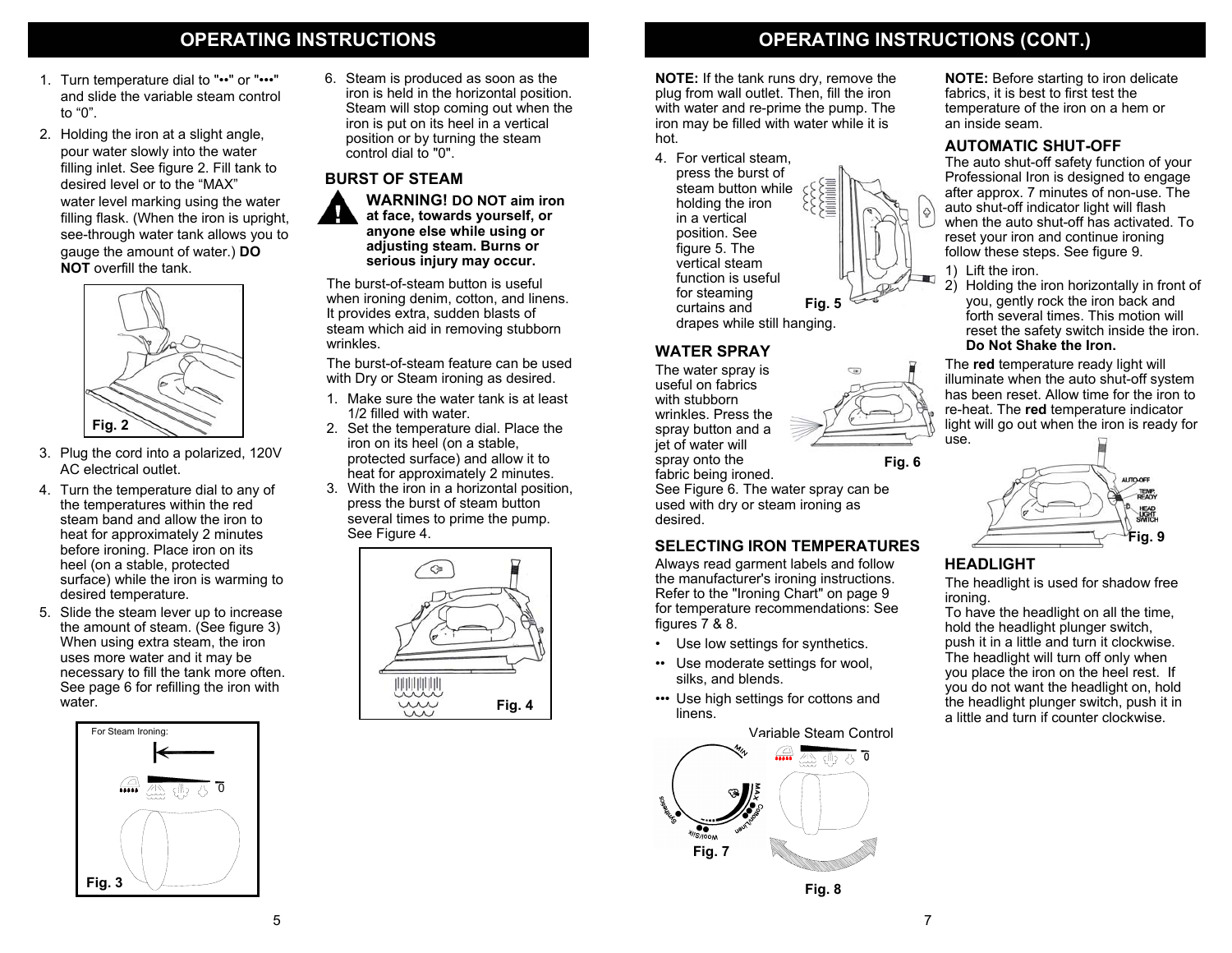## OPERATING INSTRUCTIONS

1. Turn temperature dial to "••" or "•••" and slide the variable steam control to "0".
2. Holding the iron at a slight angle, pour water slowly into the water filling inlet. See figure 2. Fill tank to desired level or to the "MAX" water level marking using the water filling flask. (When the iron is upright, see-through water tank allows you to gauge the amount of water.) **DO NOT** overfill the tank.

Fig. 2

3. Plug the cord into a polarized, 120V AC electrical outlet.
4. Turn the temperature dial to any of the temperatures within the red steam band and allow the iron to heat for approximately 2 minutes before ironing. Place iron on its heel (on a stable, protected surface) while the iron is warming to desired temperature.
5. Slide the steam lever up to increase the amount of steam. (See figure 3) When using extra steam, the iron uses more water and it may be necessary to fill the tank more often. See page 6 for refilling the iron with water.

For Steam Ironing:

0

Fig. 3

6. Steam is produced as soon as the iron is held in the horizontal position. Steam will stop coming out when the iron is put on its heel in a vertical position or by turning the steam control dial to "0".

### BURST OF STEAM

**WARNING! DO NOT aim iron at face, towards yourself, or anyone else while using or adjusting steam. Burns or serious injury may occur.**

The burst-of-steam button is useful when ironing denim, cotton, and linens. It provides extra, sudden blasts of steam which aid in removing stubborn wrinkles.

The burst-of-steam feature can be used with Dry or Steam ironing as desired.

1. Make sure the water tank is at least 1/2 filled with water.
2. Set the temperature dial. Place the iron on its heel (on a stable, protected surface) and allow it to heat for approximately 2 minutes.
3. With the iron in a horizontal position, press the burst of steam button several times to prime the pump. See Figure 4.

Fig. 4

## OPERATING INSTRUCTIONS (CONT.)

**NOTE:** If the tank runs dry, remove the plug from wall outlet. Then, fill the iron with water and re-prime the pump. The iron may be filled with water while it is hot.

4. For vertical steam, press the burst of steam button while holding the iron in a vertical position. See figure 5. The vertical steam function is useful for steaming curtains and drapes while still hanging.

Fig. 5

### WATER SPRAY

The water spray is useful on fabrics with stubborn wrinkles. Press the spray button and a jet of water will spray onto the fabric being ironed. See Figure 6. The water spray can be used with dry or steam ironing as desired.

Fig. 6

### SELECTING IRON TEMPERATURES

Always read garment labels and follow the manufacturer's ironing instructions. Refer to the "Ironing Chart" on page 9 for temperature recommendations: See figures 7 & 8.

- • Use low settings for synthetics.
- •• Use moderate settings for wool, silks, and blends.
- ••• Use high settings for cottons and linens.

Variable Steam Control

MIN

MAX

Cotton/Linen

Wool/Silk

Synthetics

0

Fig. 7

Fig. 8

**NOTE:** Before starting to iron delicate fabrics, it is best to first test the temperature of the iron on a hem or an inside seam.

### AUTOMATIC SHUT-OFF

The auto shut-off safety function of your Professional Iron is designed to engage after approx. 7 minutes of non-use. The auto shut-off indicator light will flash when the auto shut-off has activated. To reset your iron and continue ironing follow these steps. See figure 9.

1) Lift the iron.
2) Holding the iron horizontally in front of you, gently rock the iron back and forth several times. This motion will reset the safety switch inside the iron. **Do Not Shake the Iron.**

The **red** temperature ready light will illuminate when the auto shut-off system has been reset. Allow time for the iron to re-heat. The **red** temperature indicator light will go out when the iron is ready for use.

AUTO-OFF

TEMP. READY

HEAD LIGHT SWITCH

Fig. 9

### HEADLIGHT

The headlight is used for shadow free ironing.
To have the headlight on all the time, hold the headlight plunger switch, push it in a little and turn it clockwise. The headlight will turn off only when you place the iron on the heel rest. If you do not want the headlight on, hold the headlight plunger switch, push it in a little and turn if counter clockwise.